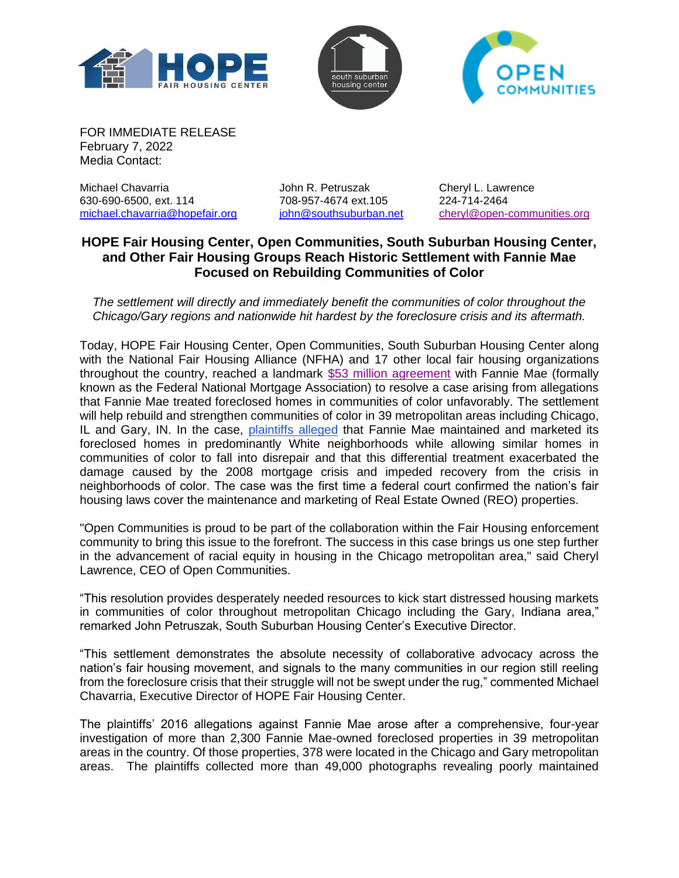FOR IMMEDIATE RELEASE
February 7, 2022
Media Contact:

Michael Chavarria
630-690-6500, ext. 114
michael.chavarria@hopefair.org

John R. Petruszak
708-957-4674 ext.105
john@southsuburban.net

Cheryl L. Lawrence
224-714-2464
cheryl@open-communities.org

## HOPE Fair Housing Center, Open Communities, South Suburban Housing Center, and Other Fair Housing Groups Reach Historic Settlement with Fannie Mae Focused on Rebuilding Communities of Color

*The settlement will directly and immediately benefit the communities of color throughout the Chicago/Gary regions and nationwide hit hardest by the foreclosure crisis and its aftermath.*

Today, HOPE Fair Housing Center, Open Communities, South Suburban Housing Center along with the National Fair Housing Alliance (NFHA) and 17 other local fair housing organizations throughout the country, reached a landmark $53 million agreement with Fannie Mae (formally known as the Federal National Mortgage Association) to resolve a case arising from allegations that Fannie Mae treated foreclosed homes in communities of color unfavorably. The settlement will help rebuild and strengthen communities of color in 39 metropolitan areas including Chicago, IL and Gary, IN. In the case, plaintiffs alleged that Fannie Mae maintained and marketed its foreclosed homes in predominantly White neighborhoods while allowing similar homes in communities of color to fall into disrepair and that this differential treatment exacerbated the damage caused by the 2008 mortgage crisis and impeded recovery from the crisis in neighborhoods of color. The case was the first time a federal court confirmed the nation's fair housing laws cover the maintenance and marketing of Real Estate Owned (REO) properties.

"Open Communities is proud to be part of the collaboration within the Fair Housing enforcement community to bring this issue to the forefront. The success in this case brings us one step further in the advancement of racial equity in housing in the Chicago metropolitan area," said Cheryl Lawrence, CEO of Open Communities.

"This resolution provides desperately needed resources to kick start distressed housing markets in communities of color throughout metropolitan Chicago including the Gary, Indiana area," remarked John Petruszak, South Suburban Housing Center's Executive Director.

"This settlement demonstrates the absolute necessity of collaborative advocacy across the nation's fair housing movement, and signals to the many communities in our region still reeling from the foreclosure crisis that their struggle will not be swept under the rug," commented Michael Chavarria, Executive Director of HOPE Fair Housing Center.

The plaintiffs' 2016 allegations against Fannie Mae arose after a comprehensive, four-year investigation of more than 2,300 Fannie Mae-owned foreclosed properties in 39 metropolitan areas in the country. Of those properties, 378 were located in the Chicago and Gary metropolitan areas. The plaintiffs collected more than 49,000 photographs revealing poorly maintained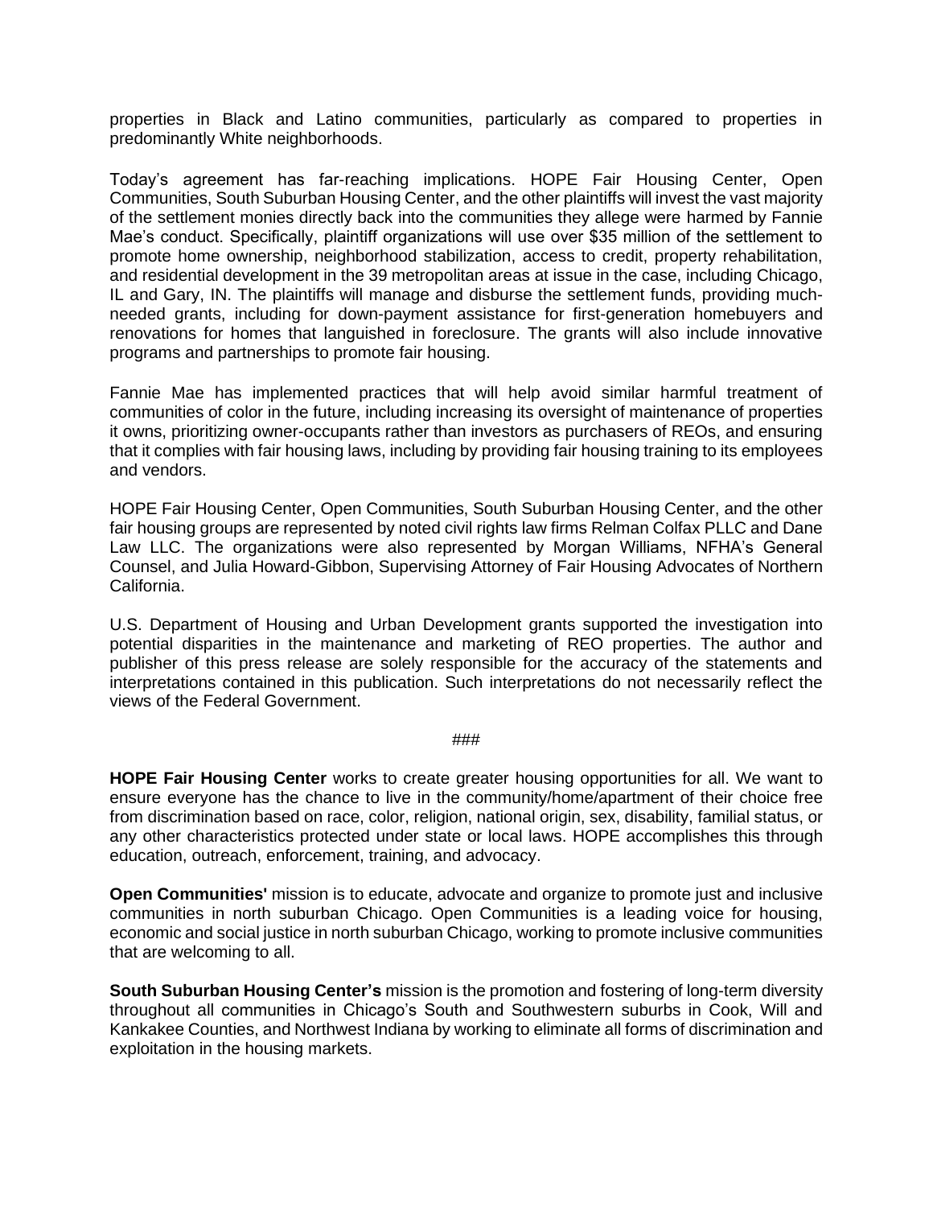properties in Black and Latino communities, particularly as compared to properties in predominantly White neighborhoods.

Today's agreement has far-reaching implications. HOPE Fair Housing Center, Open Communities, South Suburban Housing Center, and the other plaintiffs will invest the vast majority of the settlement monies directly back into the communities they allege were harmed by Fannie Mae's conduct. Specifically, plaintiff organizations will use over $35 million of the settlement to promote home ownership, neighborhood stabilization, access to credit, property rehabilitation, and residential development in the 39 metropolitan areas at issue in the case, including Chicago, IL and Gary, IN. The plaintiffs will manage and disburse the settlement funds, providing much-needed grants, including for down-payment assistance for first-generation homebuyers and renovations for homes that languished in foreclosure. The grants will also include innovative programs and partnerships to promote fair housing.

Fannie Mae has implemented practices that will help avoid similar harmful treatment of communities of color in the future, including increasing its oversight of maintenance of properties it owns, prioritizing owner-occupants rather than investors as purchasers of REOs, and ensuring that it complies with fair housing laws, including by providing fair housing training to its employees and vendors.

HOPE Fair Housing Center, Open Communities, South Suburban Housing Center, and the other fair housing groups are represented by noted civil rights law firms Relman Colfax PLLC and Dane Law LLC. The organizations were also represented by Morgan Williams, NFHA's General Counsel, and Julia Howard-Gibbon, Supervising Attorney of Fair Housing Advocates of Northern California.

U.S. Department of Housing and Urban Development grants supported the investigation into potential disparities in the maintenance and marketing of REO properties. The author and publisher of this press release are solely responsible for the accuracy of the statements and interpretations contained in this publication. Such interpretations do not necessarily reflect the views of the Federal Government.

###

**HOPE Fair Housing Center** works to create greater housing opportunities for all. We want to ensure everyone has the chance to live in the community/home/apartment of their choice free from discrimination based on race, color, religion, national origin, sex, disability, familial status, or any other characteristics protected under state or local laws. HOPE accomplishes this through education, outreach, enforcement, training, and advocacy.

**Open Communities'** mission is to educate, advocate and organize to promote just and inclusive communities in north suburban Chicago. Open Communities is a leading voice for housing, economic and social justice in north suburban Chicago, working to promote inclusive communities that are welcoming to all.

**South Suburban Housing Center's** mission is the promotion and fostering of long-term diversity throughout all communities in Chicago's South and Southwestern suburbs in Cook, Will and Kankakee Counties, and Northwest Indiana by working to eliminate all forms of discrimination and exploitation in the housing markets.